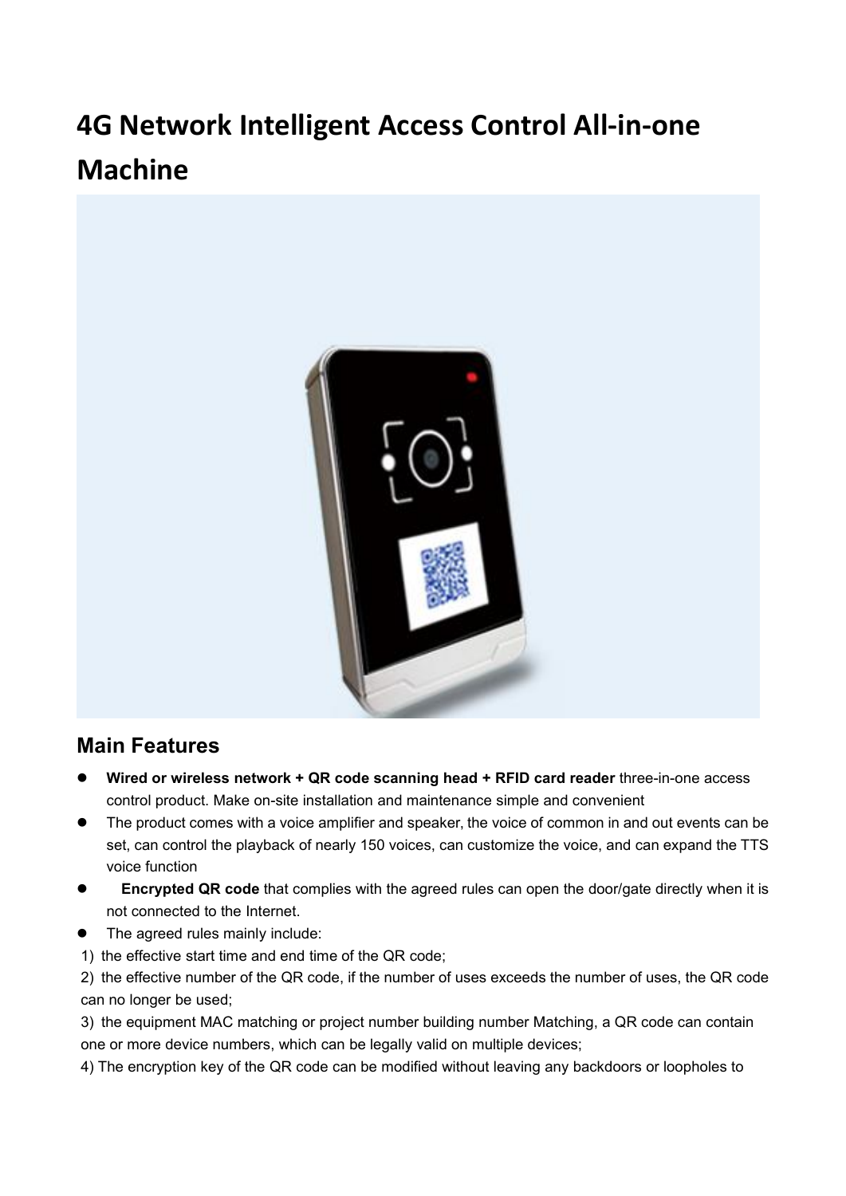# 4G Network Intelligent Access Control All-in-one Machine

## Main Features

- **Wired or wireless network + QR code scanning head + RFID card reader** three-in-one access control product. Make on-site installation and maintenance simple and convenient
- The product comes with a voice amplifier and speaker, the voice of common in and out events can be set, can control the playback of nearly 150 voices, can customize the voice, and can expand the TTS voice function
- **Encrypted QR code** that complies with the agreed rules can open the door/gate directly when it is not connected to the Internet.
- The agreed rules mainly include:

1) the effective start time and end time of the QR code;

2) the effective number of the QR code, if the number of uses exceeds the number of uses, the QR code can no longer be used;

3) the equipment MAC matching or project number building number Matching, a QR code can contain one or more device numbers, which can be legally valid on multiple devices;

4) The encryption key of the QR code can be modified without leaving any backdoors or loopholes to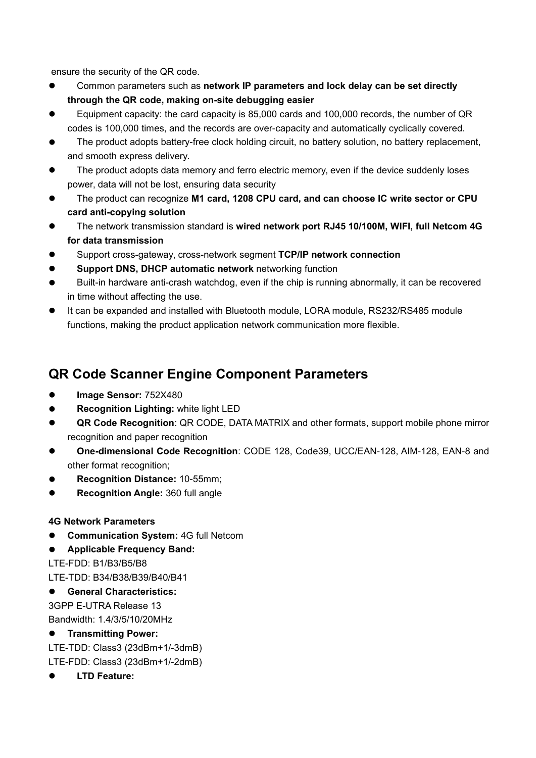ensure the security of the QR code.

- Common parameters such as **network IP parameters and lock delay can be set directly through the QR code, making on-site debugging easier**
- Equipment capacity: the card capacity is 85,000 cards and 100,000 records, the number of QR codes is 100,000 times, and the records are over-capacity and automatically cyclically covered.
- The product adopts battery-free clock holding circuit, no battery solution, no battery replacement, and smooth express delivery.
- The product adopts data memory and ferro electric memory, even if the device suddenly loses power, data will not be lost, ensuring data security
- The product can recognize **M1 card, 1208 CPU card, and can choose IC write sector or CPU card anti-copying solution**
- The network transmission standard is **wired network port RJ45 10/100M, WIFI, full Netcom 4G for data transmission**
- Support cross-gateway, cross-network segment **TCP/IP network connection**
- **Support DNS, DHCP automatic network** networking function
- Built-in hardware anti-crash watchdog, even if the chip is running abnormally, it can be recovered in time without affecting the use.
- It can be expanded and installed with Bluetooth module, LORA module, RS232/RS485 module functions, making the product application network communication more flexible.

## QR Code Scanner Engine Component Parameters

- **Image Sensor:** 752X480
- **Recognition Lighting:** white light LED
- **QR Code Recognition**: QR CODE, DATA MATRIX and other formats, support mobile phone mirror recognition and paper recognition
- **One-dimensional Code Recognition**: CODE 128, Code39, UCC/EAN-128, AIM-128, EAN-8 and other format recognition;
- **Recognition Distance:** 10-55mm;
- **Recognition Angle:** 360 full angle

**4G Network Parameters**

- **Communication System:** 4G full Netcom
- **Applicable Frequency Band:**

LTE-FDD: B1/B3/B5/B8

LTE-TDD: B34/B38/B39/B40/B41

- **General Characteristics:**

3GPP E-UTRA Release 13

Bandwidth: 1.4/3/5/10/20MHz

- **Transmitting Power:**

LTE-TDD: Class3 (23dBm+1/-3dmB)

LTE-FDD: Class3 (23dBm+1/-2dmB)

- **LTD Feature:**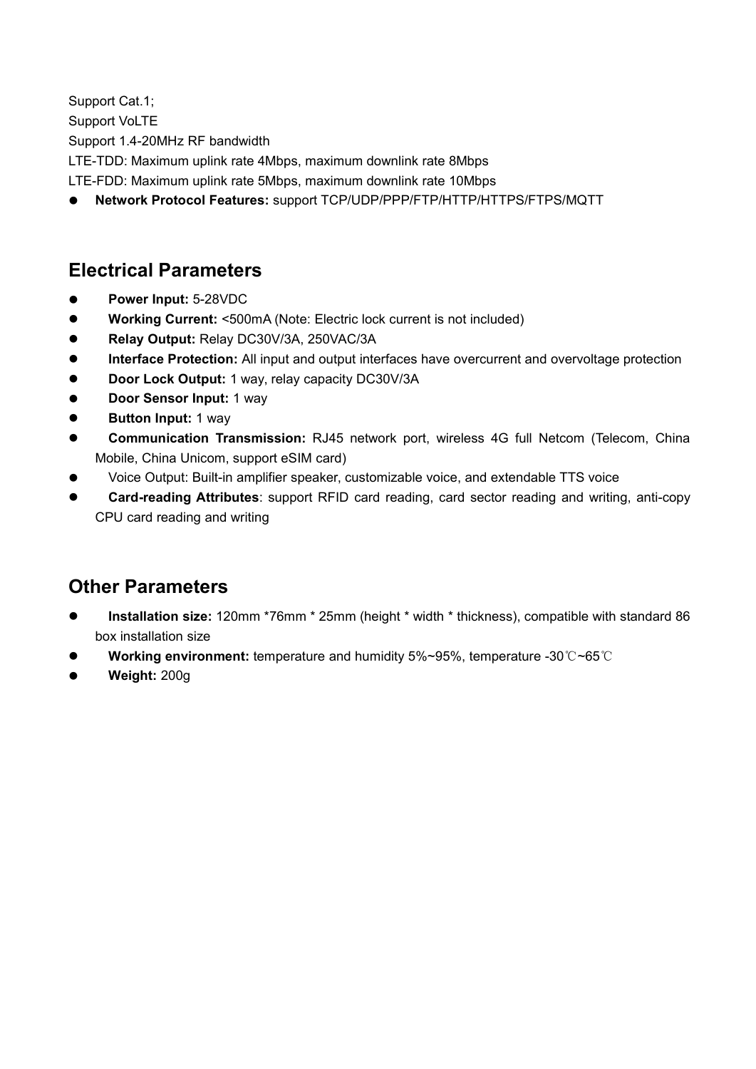Support Cat.1;

Support VoLTE

Support 1.4-20MHz RF bandwidth

LTE-TDD: Maximum uplink rate 4Mbps, maximum downlink rate 8Mbps

LTE-FDD: Maximum uplink rate 5Mbps, maximum downlink rate 10Mbps

- **Network Protocol Features:** support TCP/UDP/PPP/FTP/HTTP/HTTPS/FTPS/MQTT

## Electrical Parameters

- **Power Input:** 5-28VDC
- **Working Current:** <500mA (Note: Electric lock current is not included)
- **Relay Output:** Relay DC30V/3A, 250VAC/3A
- **Interface Protection:** All input and output interfaces have overcurrent and overvoltage protection
- **Door Lock Output:** 1 way, relay capacity DC30V/3A
- **Door Sensor Input:** 1 way
- **Button Input:** 1 way
- **Communication Transmission:** RJ45 network port, wireless 4G full Netcom (Telecom, China Mobile, China Unicom, support eSIM card)
- Voice Output: Built-in amplifier speaker, customizable voice, and extendable TTS voice
- **Card-reading Attributes**: support RFID card reading, card sector reading and writing, anti-copy CPU card reading and writing

## Other Parameters

- **Installation size:** 120mm *76mm * 25mm (height * width * thickness), compatible with standard 86 box installation size
- **Working environment:** temperature and humidity 5%~95%, temperature -30℃~65℃
- **Weight:** 200g